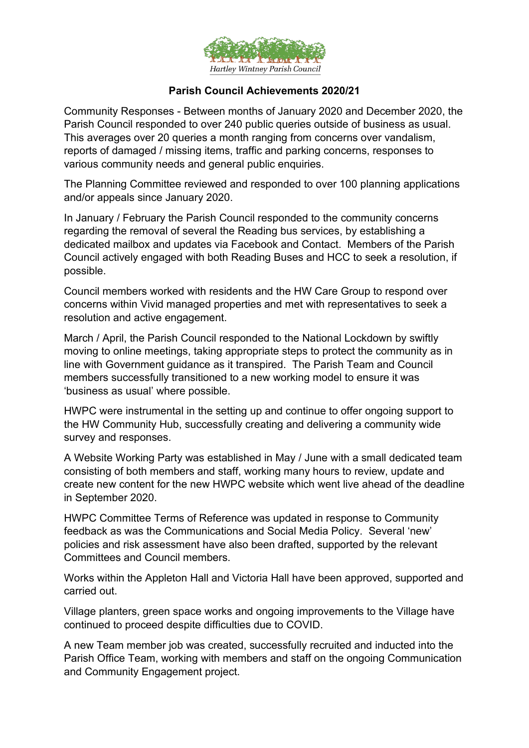Hartley Wintney Parish Council

## Parish Council Achievements 2020/21

Community Responses - Between months of January 2020 and December 2020, the Parish Council responded to over 240 public queries outside of business as usual. This averages over 20 queries a month ranging from concerns over vandalism, reports of damaged / missing items, traffic and parking concerns, responses to various community needs and general public enquiries.

The Planning Committee reviewed and responded to over 100 planning applications and/or appeals since January 2020.

In January / February the Parish Council responded to the community concerns regarding the removal of several the Reading bus services, by establishing a dedicated mailbox and updates via Facebook and Contact. Members of the Parish Council actively engaged with both Reading Buses and HCC to seek a resolution, if possible.

Council members worked with residents and the HW Care Group to respond over concerns within Vivid managed properties and met with representatives to seek a resolution and active engagement.

March / April, the Parish Council responded to the National Lockdown by swiftly moving to online meetings, taking appropriate steps to protect the community as in line with Government guidance as it transpired. The Parish Team and Council members successfully transitioned to a new working model to ensure it was 'business as usual' where possible.

HWPC were instrumental in the setting up and continue to offer ongoing support to the HW Community Hub, successfully creating and delivering a community wide survey and responses.

A Website Working Party was established in May / June with a small dedicated team consisting of both members and staff, working many hours to review, update and create new content for the new HWPC website which went live ahead of the deadline in September 2020.

HWPC Committee Terms of Reference was updated in response to Community feedback as was the Communications and Social Media Policy. Several 'new' policies and risk assessment have also been drafted, supported by the relevant Committees and Council members.

Works within the Appleton Hall and Victoria Hall have been approved, supported and carried out.

Village planters, green space works and ongoing improvements to the Village have continued to proceed despite difficulties due to COVID.

A new Team member job was created, successfully recruited and inducted into the Parish Office Team, working with members and staff on the ongoing Communication and Community Engagement project.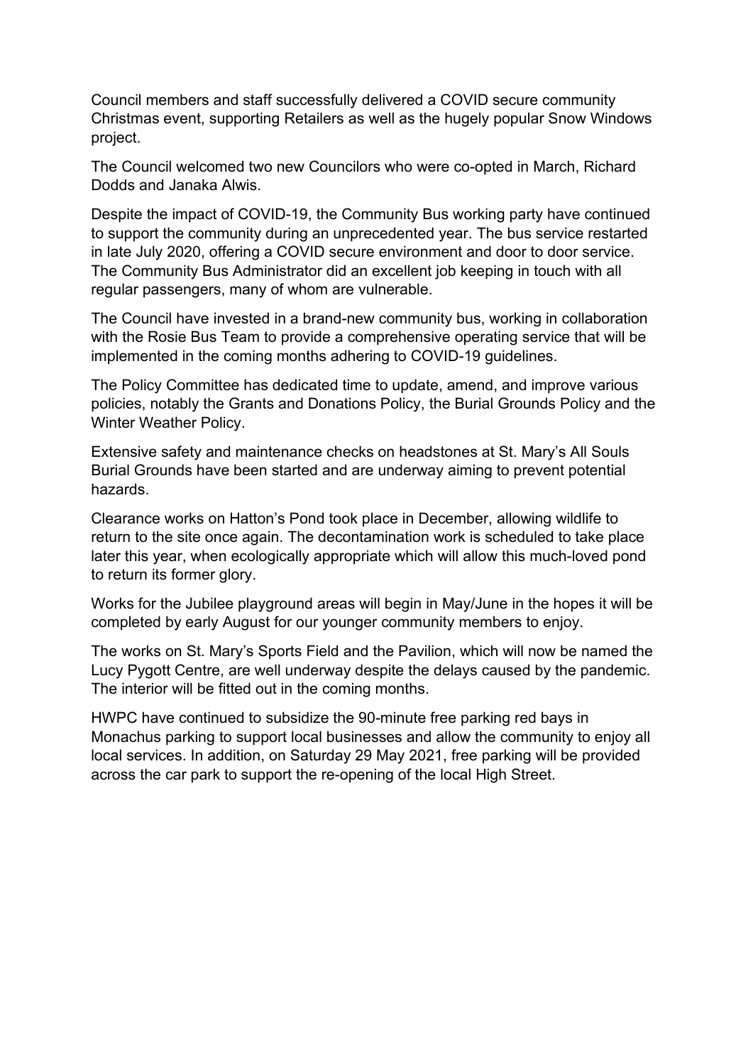Council members and staff successfully delivered a COVID secure community Christmas event, supporting Retailers as well as the hugely popular Snow Windows project.

The Council welcomed two new Councilors who were co-opted in March, Richard Dodds and Janaka Alwis.

Despite the impact of COVID-19, the Community Bus working party have continued to support the community during an unprecedented year. The bus service restarted in late July 2020, offering a COVID secure environment and door to door service. The Community Bus Administrator did an excellent job keeping in touch with all regular passengers, many of whom are vulnerable.

The Council have invested in a brand-new community bus, working in collaboration with the Rosie Bus Team to provide a comprehensive operating service that will be implemented in the coming months adhering to COVID-19 guidelines.

The Policy Committee has dedicated time to update, amend, and improve various policies, notably the Grants and Donations Policy, the Burial Grounds Policy and the Winter Weather Policy.

Extensive safety and maintenance checks on headstones at St. Mary's All Souls Burial Grounds have been started and are underway aiming to prevent potential hazards.

Clearance works on Hatton's Pond took place in December, allowing wildlife to return to the site once again. The decontamination work is scheduled to take place later this year, when ecologically appropriate which will allow this much-loved pond to return its former glory.

Works for the Jubilee playground areas will begin in May/June in the hopes it will be completed by early August for our younger community members to enjoy.

The works on St. Mary's Sports Field and the Pavilion, which will now be named the Lucy Pygott Centre, are well underway despite the delays caused by the pandemic. The interior will be fitted out in the coming months.

HWPC have continued to subsidize the 90-minute free parking red bays in Monachus parking to support local businesses and allow the community to enjoy all local services. In addition, on Saturday 29 May 2021, free parking will be provided across the car park to support the re-opening of the local High Street.